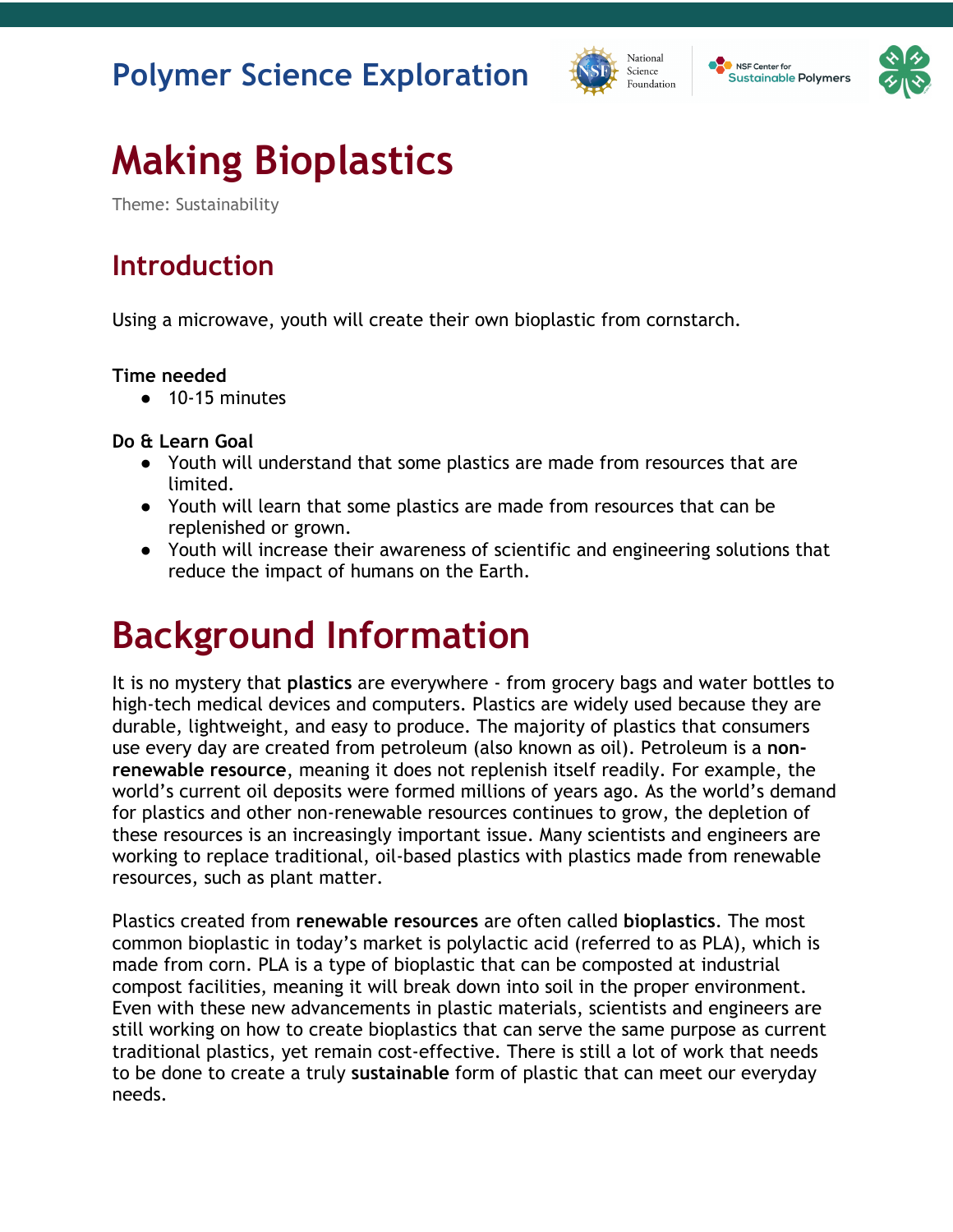Polymer Science Exploration

# Making Bioplastics

Theme: Sustainability

## Introduction

Using a microwave, youth will create their own bioplastic from cornstarch.

**Time needed**

- 10-15 minutes

**Do & Learn Goal**

- Youth will understand that some plastics are made from resources that are limited.
- Youth will learn that some plastics are made from resources that can be replenished or grown.
- Youth will increase their awareness of scientific and engineering solutions that reduce the impact of humans on the Earth.

# Background Information

It is no mystery that **plastics** are everywhere - from grocery bags and water bottles to high-tech medical devices and computers. Plastics are widely used because they are durable, lightweight, and easy to produce. The majority of plastics that consumers use every day are created from petroleum (also known as oil). Petroleum is a **non-renewable resource**, meaning it does not replenish itself readily. For example, the world's current oil deposits were formed millions of years ago. As the world's demand for plastics and other non-renewable resources continues to grow, the depletion of these resources is an increasingly important issue. Many scientists and engineers are working to replace traditional, oil-based plastics with plastics made from renewable resources, such as plant matter.

Plastics created from **renewable resources** are often called **bioplastics**. The most common bioplastic in today's market is polylactic acid (referred to as PLA), which is made from corn. PLA is a type of bioplastic that can be composted at industrial compost facilities, meaning it will break down into soil in the proper environment. Even with these new advancements in plastic materials, scientists and engineers are still working on how to create bioplastics that can serve the same purpose as current traditional plastics, yet remain cost-effective. There is still a lot of work that needs to be done to create a truly **sustainable** form of plastic that can meet our everyday needs.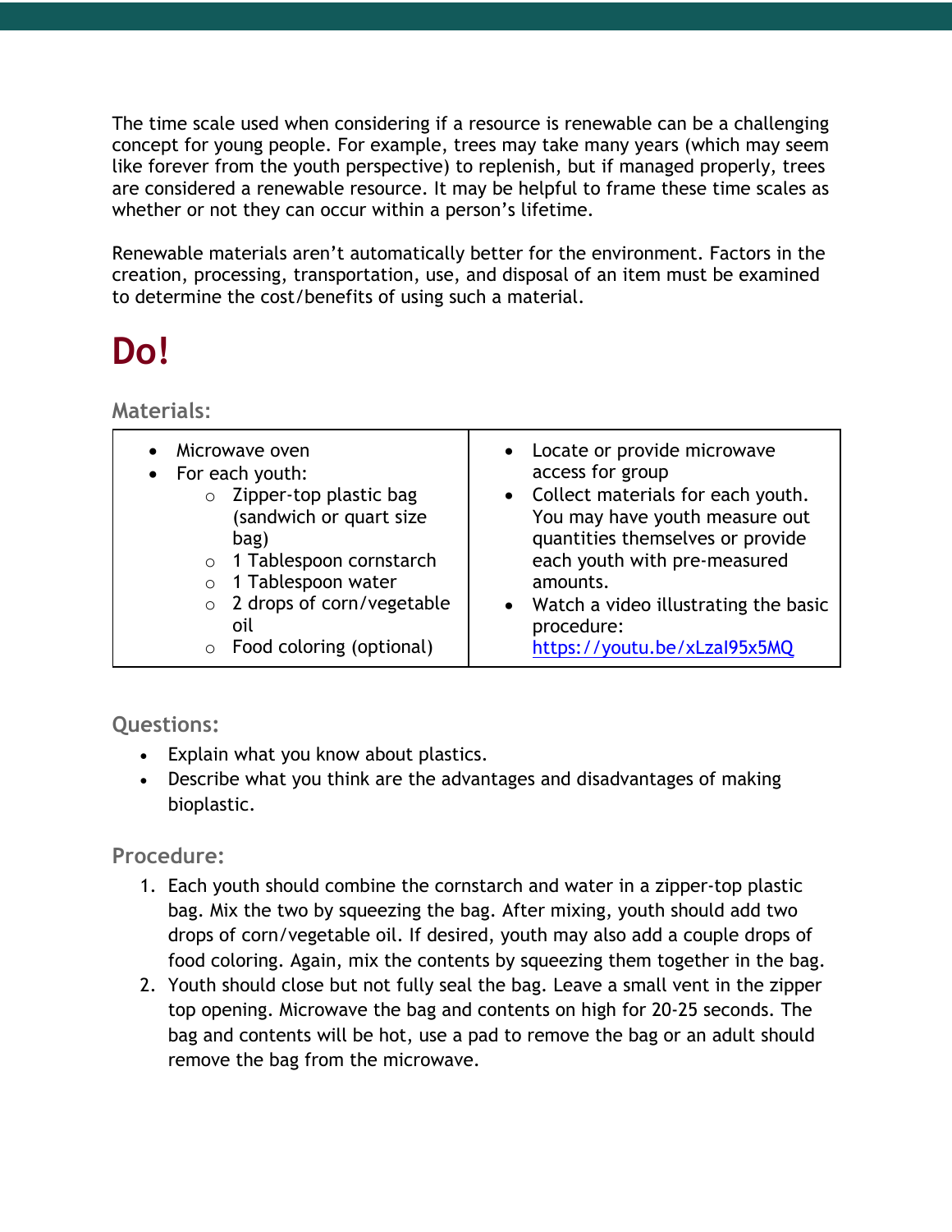The time scale used when considering if a resource is renewable can be a challenging concept for young people. For example, trees may take many years (which may seem like forever from the youth perspective) to replenish, but if managed properly, trees are considered a renewable resource. It may be helpful to frame these time scales as whether or not they can occur within a person's lifetime.

Renewable materials aren't automatically better for the environment. Factors in the creation, processing, transportation, use, and disposal of an item must be examined to determine the cost/benefits of using such a material.

# Do!

### Materials:

| | |
|---|---|
| • Microwave oven<br>• For each youth:<br>  ○ Zipper-top plastic bag (sandwich or quart size bag)<br>  ○ 1 Tablespoon cornstarch<br>  ○ 1 Tablespoon water<br>  ○ 2 drops of corn/vegetable oil<br>  ○ Food coloring (optional) | • Locate or provide microwave access for group<br>• Collect materials for each youth. You may have youth measure out quantities themselves or provide each youth with pre-measured amounts.<br>• Watch a video illustrating the basic procedure: [https://youtu.be/xLzaI95x5MQ](https://youtu.be/xLzaI95x5MQ) |

### Questions:

- Explain what you know about plastics.
- Describe what you think are the advantages and disadvantages of making bioplastic.

### Procedure:

1. Each youth should combine the cornstarch and water in a zipper-top plastic bag. Mix the two by squeezing the bag. After mixing, youth should add two drops of corn/vegetable oil. If desired, youth may also add a couple drops of food coloring. Again, mix the contents by squeezing them together in the bag.
2. Youth should close but not fully seal the bag. Leave a small vent in the zipper top opening. Microwave the bag and contents on high for 20-25 seconds. The bag and contents will be hot, use a pad to remove the bag or an adult should remove the bag from the microwave.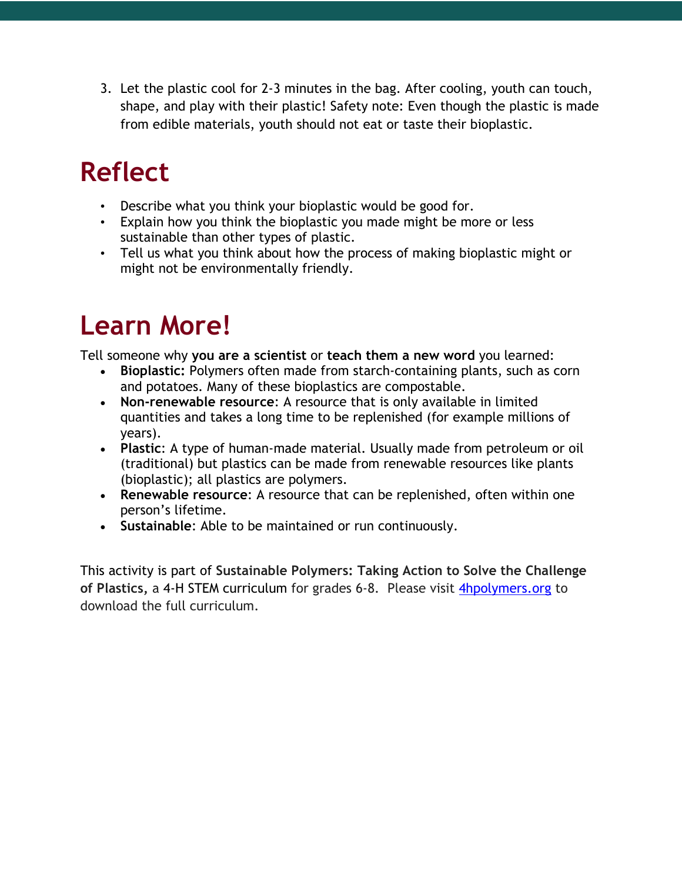3. Let the plastic cool for 2-3 minutes in the bag. After cooling, youth can touch, shape, and play with their plastic! Safety note: Even though the plastic is made from edible materials, youth should not eat or taste their bioplastic.

# Reflect

- Describe what you think your bioplastic would be good for.
- Explain how you think the bioplastic you made might be more or less sustainable than other types of plastic.
- Tell us what you think about how the process of making bioplastic might or might not be environmentally friendly.

# Learn More!

Tell someone why **you are a scientist** or **teach them a new word** you learned:

- **Bioplastic:** Polymers often made from starch-containing plants, such as corn and potatoes. Many of these bioplastics are compostable.
- **Non-renewable resource**: A resource that is only available in limited quantities and takes a long time to be replenished (for example millions of years).
- **Plastic**: A type of human-made material. Usually made from petroleum or oil (traditional) but plastics can be made from renewable resources like plants (bioplastic); all plastics are polymers.
- **Renewable resource**: A resource that can be replenished, often within one person's lifetime.
- **Sustainable**: Able to be maintained or run continuously.

This activity is part of **Sustainable Polymers: Taking Action to Solve the Challenge of Plastics,** a 4-H STEM curriculum for grades 6-8. Please visit [4hpolymers.org](4hpolymers.org) to download the full curriculum.